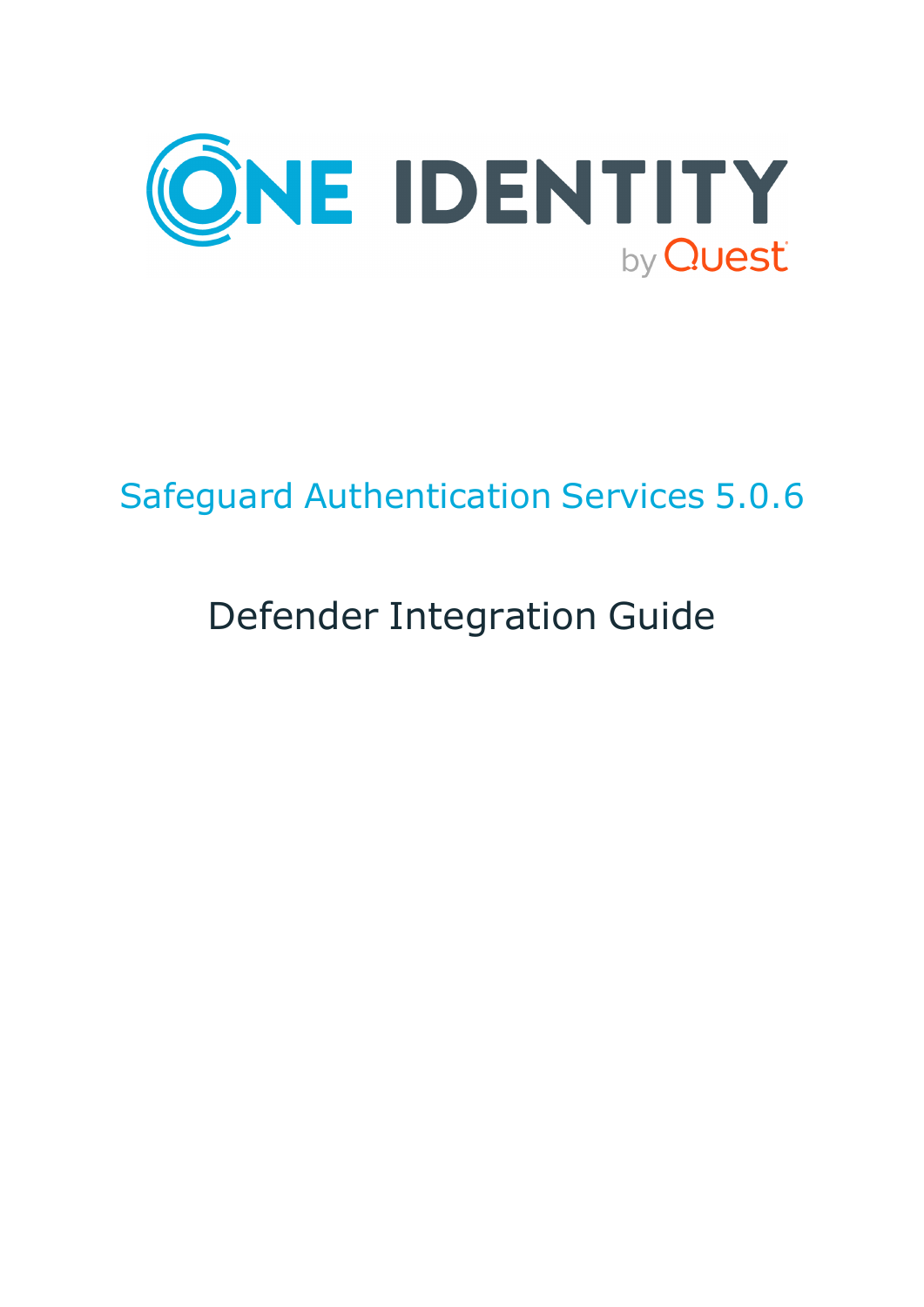ONE IDENTITY by Quest

# Safeguard Authentication Services 5.0.6

## Defender Integration Guide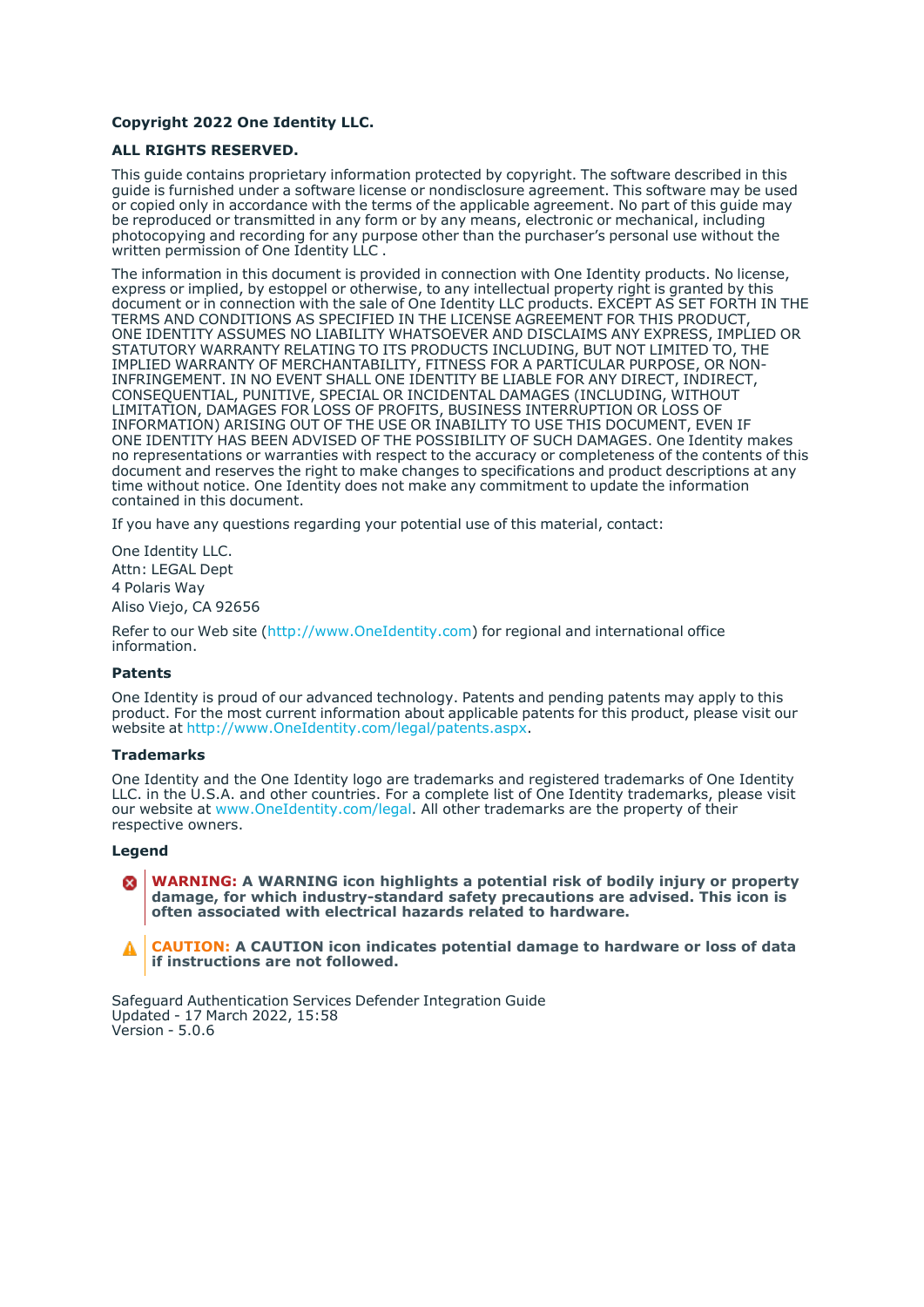**Copyright 2022 One Identity LLC.**

**ALL RIGHTS RESERVED.**

This guide contains proprietary information protected by copyright. The software described in this guide is furnished under a software license or nondisclosure agreement. This software may be used or copied only in accordance with the terms of the applicable agreement. No part of this guide may be reproduced or transmitted in any form or by any means, electronic or mechanical, including photocopying and recording for any purpose other than the purchaser's personal use without the written permission of One Identity LLC .

The information in this document is provided in connection with One Identity products. No license, express or implied, by estoppel or otherwise, to any intellectual property right is granted by this document or in connection with the sale of One Identity LLC products. EXCEPT AS SET FORTH IN THE TERMS AND CONDITIONS AS SPECIFIED IN THE LICENSE AGREEMENT FOR THIS PRODUCT, ONE IDENTITY ASSUMES NO LIABILITY WHATSOEVER AND DISCLAIMS ANY EXPRESS, IMPLIED OR STATUTORY WARRANTY RELATING TO ITS PRODUCTS INCLUDING, BUT NOT LIMITED TO, THE IMPLIED WARRANTY OF MERCHANTABILITY, FITNESS FOR A PARTICULAR PURPOSE, OR NON-INFRINGEMENT. IN NO EVENT SHALL ONE IDENTITY BE LIABLE FOR ANY DIRECT, INDIRECT, CONSEQUENTIAL, PUNITIVE, SPECIAL OR INCIDENTAL DAMAGES (INCLUDING, WITHOUT LIMITATION, DAMAGES FOR LOSS OF PROFITS, BUSINESS INTERRUPTION OR LOSS OF INFORMATION) ARISING OUT OF THE USE OR INABILITY TO USE THIS DOCUMENT, EVEN IF ONE IDENTITY HAS BEEN ADVISED OF THE POSSIBILITY OF SUCH DAMAGES. One Identity makes no representations or warranties with respect to the accuracy or completeness of the contents of this document and reserves the right to make changes to specifications and product descriptions at any time without notice. One Identity does not make any commitment to update the information contained in this document.

If you have any questions regarding your potential use of this material, contact:

One Identity LLC.
Attn: LEGAL Dept
4 Polaris Way
Aliso Viejo, CA 92656

Refer to our Web site (http://www.OneIdentity.com) for regional and international office information.

**Patents**

One Identity is proud of our advanced technology. Patents and pending patents may apply to this product. For the most current information about applicable patents for this product, please visit our website at http://www.OneIdentity.com/legal/patents.aspx.

**Trademarks**

One Identity and the One Identity logo are trademarks and registered trademarks of One Identity LLC. in the U.S.A. and other countries. For a complete list of One Identity trademarks, please visit our website at www.OneIdentity.com/legal. All other trademarks are the property of their respective owners.

**Legend**

**WARNING: A WARNING icon highlights a potential risk of bodily injury or property damage, for which industry-standard safety precautions are advised. This icon is often associated with electrical hazards related to hardware.**

**CAUTION: A CAUTION icon indicates potential damage to hardware or loss of data if instructions are not followed.**

Safeguard Authentication Services Defender Integration Guide
Updated - 17 March 2022, 15:58
Version - 5.0.6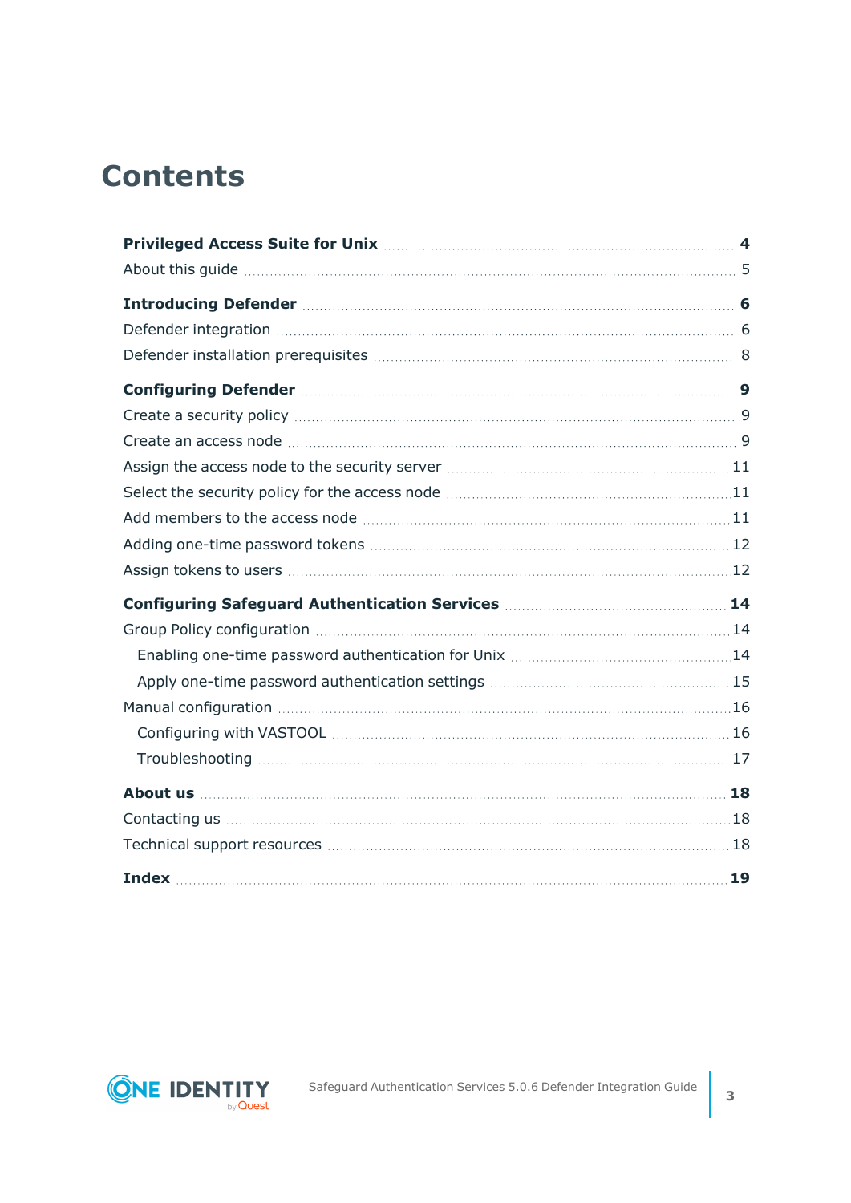# Contents

**Privileged Access Suite for Unix** 4

About this guide 5

**Introducing Defender** 6

Defender integration 6

Defender installation prerequisites 8

**Configuring Defender** 9

Create a security policy 9

Create an access node 9

Assign the access node to the security server 11

Select the security policy for the access node 11

Add members to the access node 11

Adding one-time password tokens 12

Assign tokens to users 12

**Configuring Safeguard Authentication Services** 14

Group Policy configuration 14

- Enabling one-time password authentication for Unix 14
- Apply one-time password authentication settings 15

Manual configuration 16

- Configuring with VASTOOL 16
- Troubleshooting 17

**About us** 18

Contacting us 18

Technical support resources 18

**Index** 19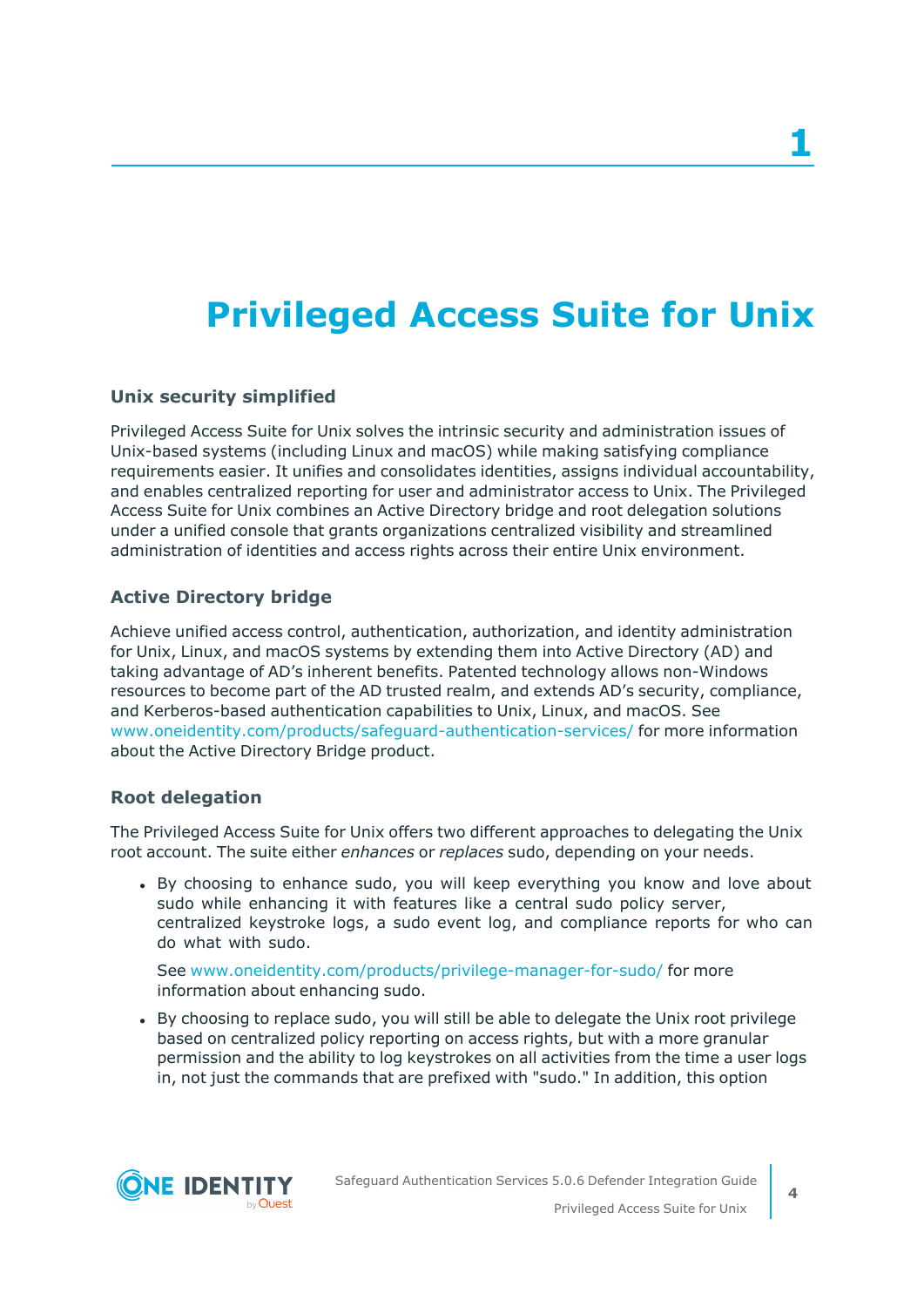# 1

# Privileged Access Suite for Unix

### Unix security simplified

Privileged Access Suite for Unix solves the intrinsic security and administration issues of Unix-based systems (including Linux and macOS) while making satisfying compliance requirements easier. It unifies and consolidates identities, assigns individual accountability, and enables centralized reporting for user and administrator access to Unix. The Privileged Access Suite for Unix combines an Active Directory bridge and root delegation solutions under a unified console that grants organizations centralized visibility and streamlined administration of identities and access rights across their entire Unix environment.

### Active Directory bridge

Achieve unified access control, authentication, authorization, and identity administration for Unix, Linux, and macOS systems by extending them into Active Directory (AD) and taking advantage of AD's inherent benefits. Patented technology allows non-Windows resources to become part of the AD trusted realm, and extends AD's security, compliance, and Kerberos-based authentication capabilities to Unix, Linux, and macOS. See www.oneidentity.com/products/safeguard-authentication-services/ for more information about the Active Directory Bridge product.

### Root delegation

The Privileged Access Suite for Unix offers two different approaches to delegating the Unix root account. The suite either *enhances* or *replaces* sudo, depending on your needs.

- By choosing to enhance sudo, you will keep everything you know and love about sudo while enhancing it with features like a central sudo policy server, centralized keystroke logs, a sudo event log, and compliance reports for who can do what with sudo.

  See www.oneidentity.com/products/privilege-manager-for-sudo/ for more information about enhancing sudo.

- By choosing to replace sudo, you will still be able to delegate the Unix root privilege based on centralized policy reporting on access rights, but with a more granular permission and the ability to log keystrokes on all activities from the time a user logs in, not just the commands that are prefixed with "sudo." In addition, this option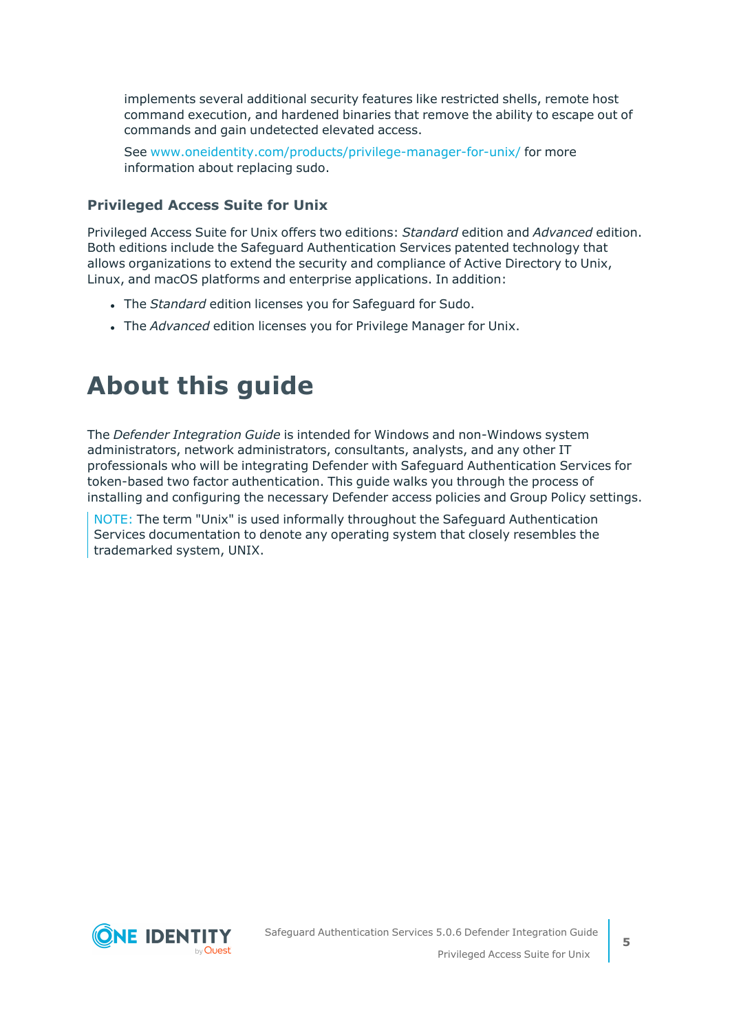implements several additional security features like restricted shells, remote host command execution, and hardened binaries that remove the ability to escape out of commands and gain undetected elevated access.

See www.oneidentity.com/products/privilege-manager-for-unix/ for more information about replacing sudo.

### Privileged Access Suite for Unix

Privileged Access Suite for Unix offers two editions: *Standard* edition and *Advanced* edition. Both editions include the Safeguard Authentication Services patented technology that allows organizations to extend the security and compliance of Active Directory to Unix, Linux, and macOS platforms and enterprise applications. In addition:

- The *Standard* edition licenses you for Safeguard for Sudo.
- The *Advanced* edition licenses you for Privilege Manager for Unix.

# About this guide

The *Defender Integration Guide* is intended for Windows and non-Windows system administrators, network administrators, consultants, analysts, and any other IT professionals who will be integrating Defender with Safeguard Authentication Services for token-based two factor authentication. This guide walks you through the process of installing and configuring the necessary Defender access policies and Group Policy settings.

NOTE: The term "Unix" is used informally throughout the Safeguard Authentication Services documentation to denote any operating system that closely resembles the trademarked system, UNIX.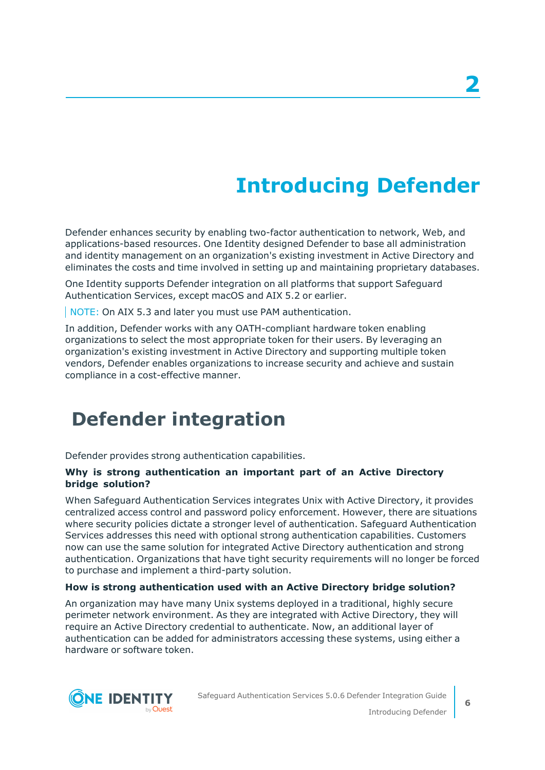# Introducing Defender

Defender enhances security by enabling two-factor authentication to network, Web, and applications-based resources. One Identity designed Defender to base all administration and identity management on an organization's existing investment in Active Directory and eliminates the costs and time involved in setting up and maintaining proprietary databases.

One Identity supports Defender integration on all platforms that support Safeguard Authentication Services, except macOS and AIX 5.2 or earlier.

NOTE: On AIX 5.3 and later you must use PAM authentication.

In addition, Defender works with any OATH-compliant hardware token enabling organizations to select the most appropriate token for their users. By leveraging an organization's existing investment in Active Directory and supporting multiple token vendors, Defender enables organizations to increase security and achieve and sustain compliance in a cost-effective manner.

## Defender integration

Defender provides strong authentication capabilities.

**Why is strong authentication an important part of an Active Directory bridge solution?**

When Safeguard Authentication Services integrates Unix with Active Directory, it provides centralized access control and password policy enforcement. However, there are situations where security policies dictate a stronger level of authentication. Safeguard Authentication Services addresses this need with optional strong authentication capabilities. Customers now can use the same solution for integrated Active Directory authentication and strong authentication. Organizations that have tight security requirements will no longer be forced to purchase and implement a third-party solution.

**How is strong authentication used with an Active Directory bridge solution?**

An organization may have many Unix systems deployed in a traditional, highly secure perimeter network environment. As they are integrated with Active Directory, they will require an Active Directory credential to authenticate. Now, an additional layer of authentication can be added for administrators accessing these systems, using either a hardware or software token.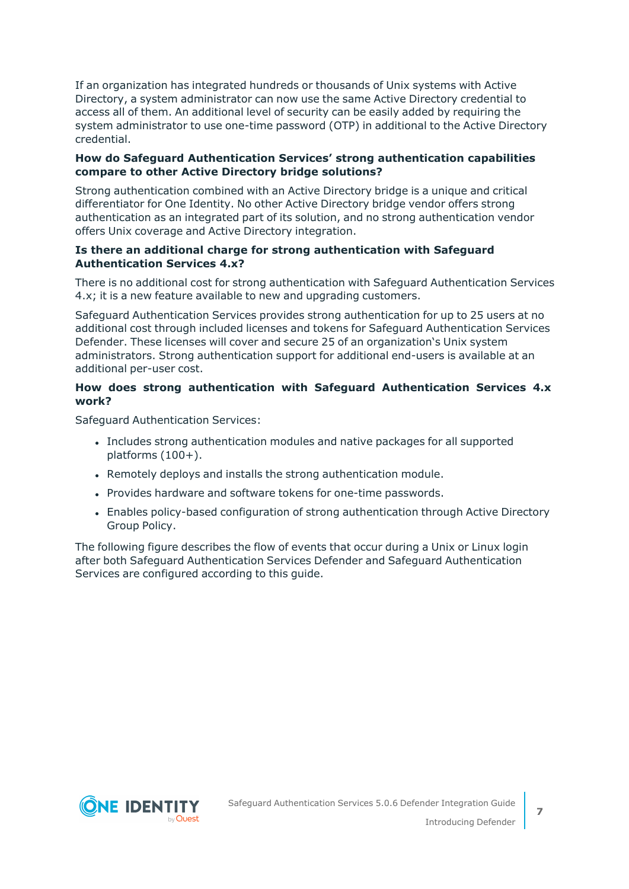If an organization has integrated hundreds or thousands of Unix systems with Active Directory, a system administrator can now use the same Active Directory credential to access all of them. An additional level of security can be easily added by requiring the system administrator to use one-time password (OTP) in additional to the Active Directory credential.

### How do Safeguard Authentication Services' strong authentication capabilities compare to other Active Directory bridge solutions?

Strong authentication combined with an Active Directory bridge is a unique and critical differentiator for One Identity. No other Active Directory bridge vendor offers strong authentication as an integrated part of its solution, and no strong authentication vendor offers Unix coverage and Active Directory integration.

### Is there an additional charge for strong authentication with Safeguard Authentication Services 4.x?

There is no additional cost for strong authentication with Safeguard Authentication Services 4.x; it is a new feature available to new and upgrading customers.

Safeguard Authentication Services provides strong authentication for up to 25 users at no additional cost through included licenses and tokens for Safeguard Authentication Services Defender. These licenses will cover and secure 25 of an organization's Unix system administrators. Strong authentication support for additional end-users is available at an additional per-user cost.

### How does strong authentication with Safeguard Authentication Services 4.x work?

Safeguard Authentication Services:

- Includes strong authentication modules and native packages for all supported platforms (100+).
- Remotely deploys and installs the strong authentication module.
- Provides hardware and software tokens for one-time passwords.
- Enables policy-based configuration of strong authentication through Active Directory Group Policy.

The following figure describes the flow of events that occur during a Unix or Linux login after both Safeguard Authentication Services Defender and Safeguard Authentication Services are configured according to this guide.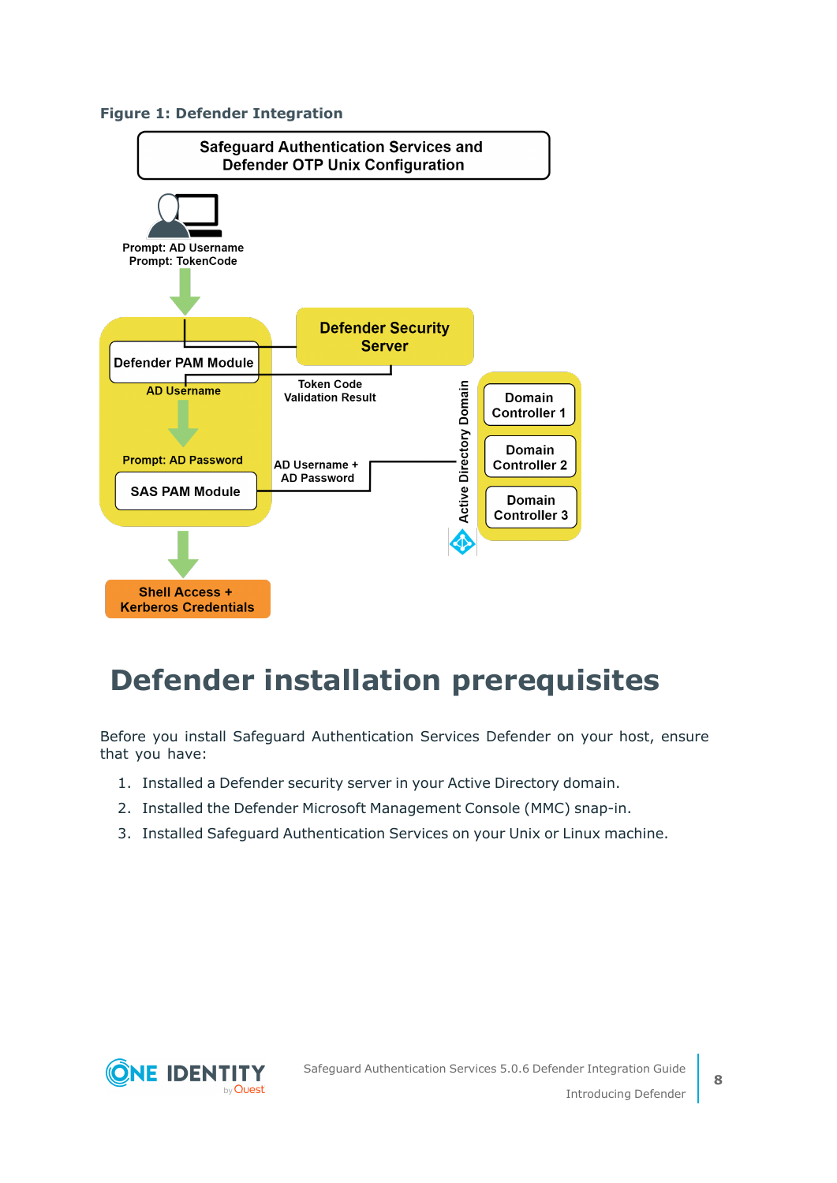**Figure 1: Defender Integration**

# Defender installation prerequisites

Before you install Safeguard Authentication Services Defender on your host, ensure that you have:

1. Installed a Defender security server in your Active Directory domain.
2. Installed the Defender Microsoft Management Console (MMC) snap-in.
3. Installed Safeguard Authentication Services on your Unix or Linux machine.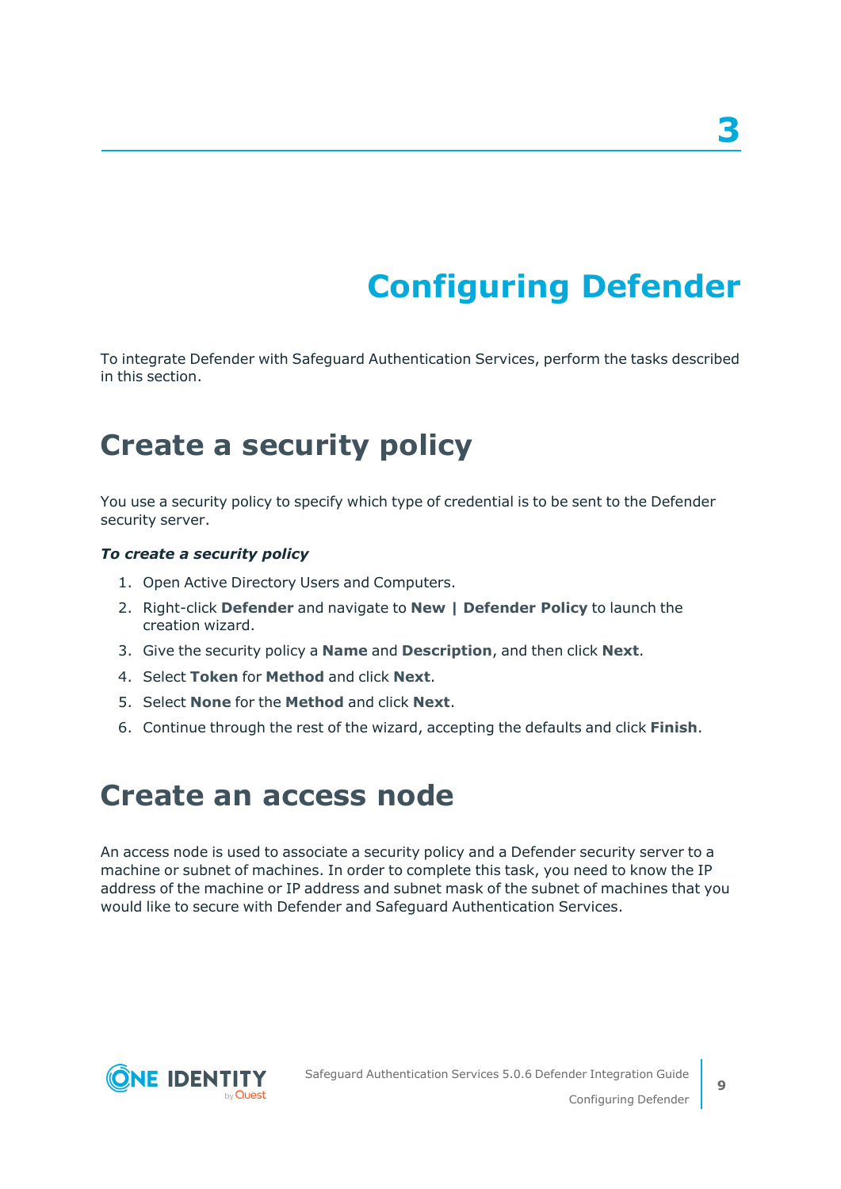# 3

# Configuring Defender

To integrate Defender with Safeguard Authentication Services, perform the tasks described in this section.

## Create a security policy

You use a security policy to specify which type of credential is to be sent to the Defender security server.

***To create a security policy***

1. Open Active Directory Users and Computers.
2. Right-click **Defender** and navigate to **New | Defender Policy** to launch the creation wizard.
3. Give the security policy a **Name** and **Description**, and then click **Next**.
4. Select **Token** for **Method** and click **Next**.
5. Select **None** for the **Method** and click **Next**.
6. Continue through the rest of the wizard, accepting the defaults and click **Finish**.

## Create an access node

An access node is used to associate a security policy and a Defender security server to a machine or subnet of machines. In order to complete this task, you need to know the IP address of the machine or IP address and subnet mask of the subnet of machines that you would like to secure with Defender and Safeguard Authentication Services.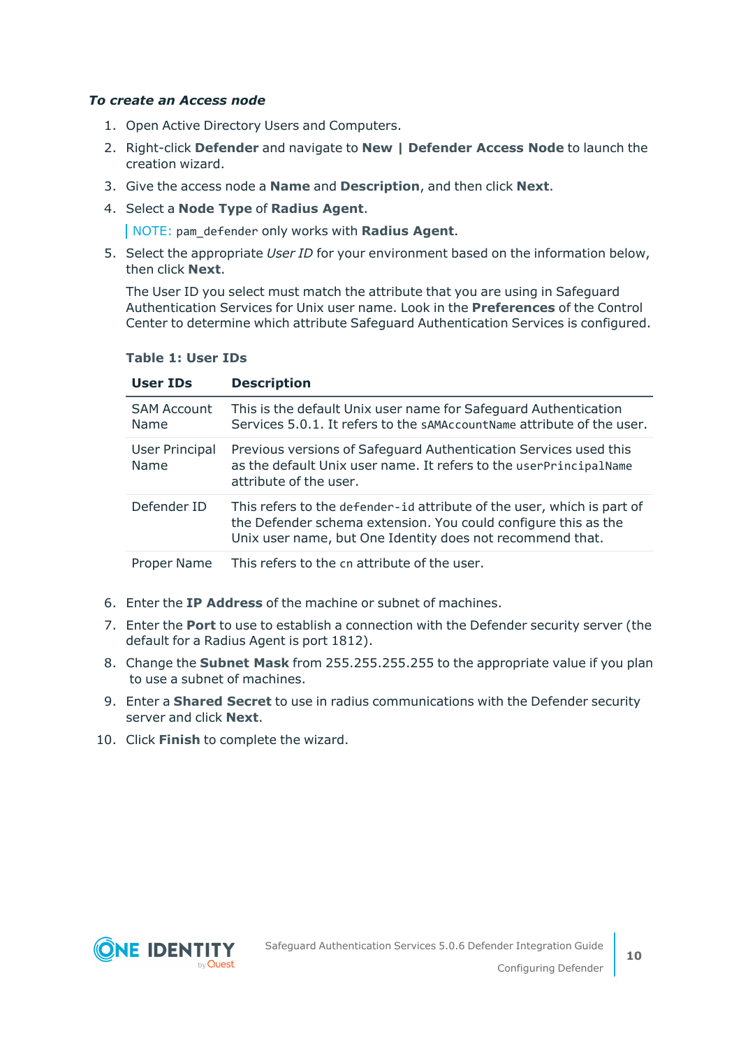*To create an Access node*

1. Open Active Directory Users and Computers.
2. Right-click **Defender** and navigate to **New | Defender Access Node** to launch the creation wizard.
3. Give the access node a **Name** and **Description**, and then click **Next**.
4. Select a **Node Type** of **Radius Agent**.

   NOTE: `pam_defender` only works with **Radius Agent**.

5. Select the appropriate *User ID* for your environment based on the information below, then click **Next**.

   The User ID you select must match the attribute that you are using in Safeguard Authentication Services for Unix user name. Look in the **Preferences** of the Control Center to determine which attribute Safeguard Authentication Services is configured.

   **Table 1: User IDs**

   | User IDs | Description |
   | --- | --- |
   | SAM Account Name | This is the default Unix user name for Safeguard Authentication Services 5.0.1. It refers to the `sAMAccountName` attribute of the user. |
   | User Principal Name | Previous versions of Safeguard Authentication Services used this as the default Unix user name. It refers to the `userPrincipalName` attribute of the user. |
   | Defender ID | This refers to the `defender-id` attribute of the user, which is part of the Defender schema extension. You could configure this as the Unix user name, but One Identity does not recommend that. |
   | Proper Name | This refers to the `cn` attribute of the user. |

6. Enter the **IP Address** of the machine or subnet of machines.
7. Enter the **Port** to use to establish a connection with the Defender security server (the default for a Radius Agent is port 1812).
8. Change the **Subnet Mask** from 255.255.255.255 to the appropriate value if you plan to use a subnet of machines.
9. Enter a **Shared Secret** to use in radius communications with the Defender security server and click **Next**.
10. Click **Finish** to complete the wizard.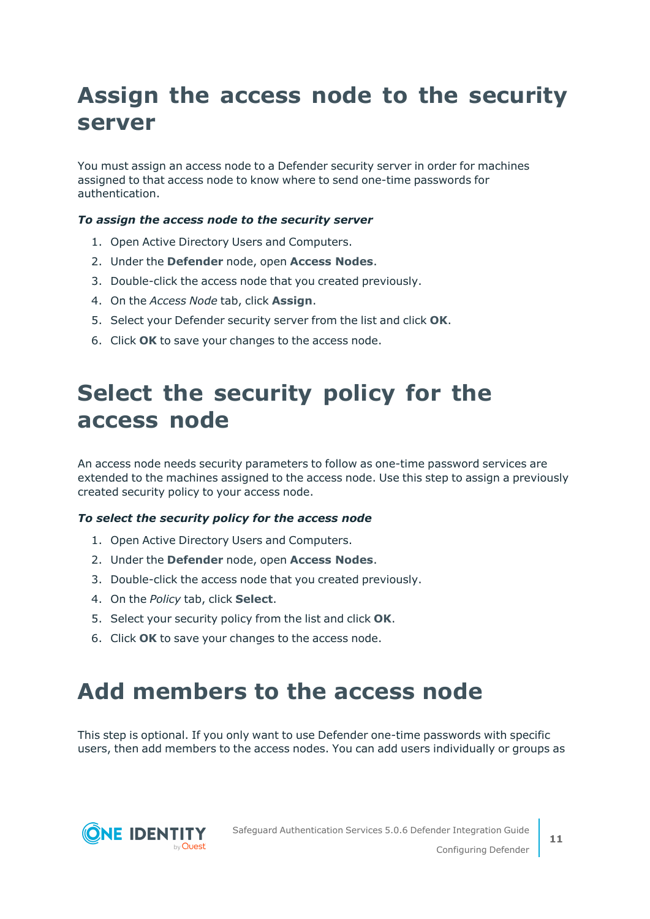# Assign the access node to the security server

You must assign an access node to a Defender security server in order for machines assigned to that access node to know where to send one-time passwords for authentication.

***To assign the access node to the security server***

1. Open Active Directory Users and Computers.
2. Under the **Defender** node, open **Access Nodes**.
3. Double-click the access node that you created previously.
4. On the *Access Node* tab, click **Assign**.
5. Select your Defender security server from the list and click **OK**.
6. Click **OK** to save your changes to the access node.

# Select the security policy for the access node

An access node needs security parameters to follow as one-time password services are extended to the machines assigned to the access node. Use this step to assign a previously created security policy to your access node.

***To select the security policy for the access node***

1. Open Active Directory Users and Computers.
2. Under the **Defender** node, open **Access Nodes**.
3. Double-click the access node that you created previously.
4. On the *Policy* tab, click **Select**.
5. Select your security policy from the list and click **OK**.
6. Click **OK** to save your changes to the access node.

# Add members to the access node

This step is optional. If you only want to use Defender one-time passwords with specific users, then add members to the access nodes. You can add users individually or groups as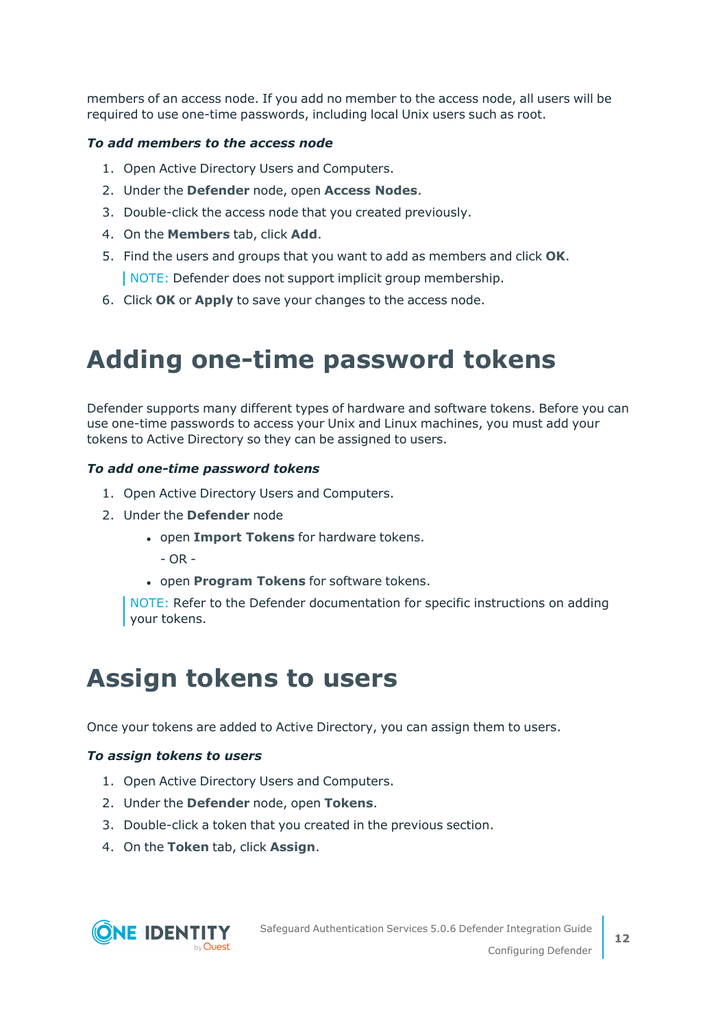members of an access node. If you add no member to the access node, all users will be required to use one-time passwords, including local Unix users such as root.

***To add members to the access node***

1. Open Active Directory Users and Computers.
2. Under the **Defender** node, open **Access Nodes**.
3. Double-click the access node that you created previously.
4. On the **Members** tab, click **Add**.
5. Find the users and groups that you want to add as members and click **OK**.

   NOTE: Defender does not support implicit group membership.
6. Click **OK** or **Apply** to save your changes to the access node.

# Adding one-time password tokens

Defender supports many different types of hardware and software tokens. Before you can use one-time passwords to access your Unix and Linux machines, you must add your tokens to Active Directory so they can be assigned to users.

***To add one-time password tokens***

1. Open Active Directory Users and Computers.
2. Under the **Defender** node
   - open **Import Tokens** for hardware tokens.

     - OR -
   - open **Program Tokens** for software tokens.

   NOTE: Refer to the Defender documentation for specific instructions on adding your tokens.

# Assign tokens to users

Once your tokens are added to Active Directory, you can assign them to users.

***To assign tokens to users***

1. Open Active Directory Users and Computers.
2. Under the **Defender** node, open **Tokens**.
3. Double-click a token that you created in the previous section.
4. On the **Token** tab, click **Assign**.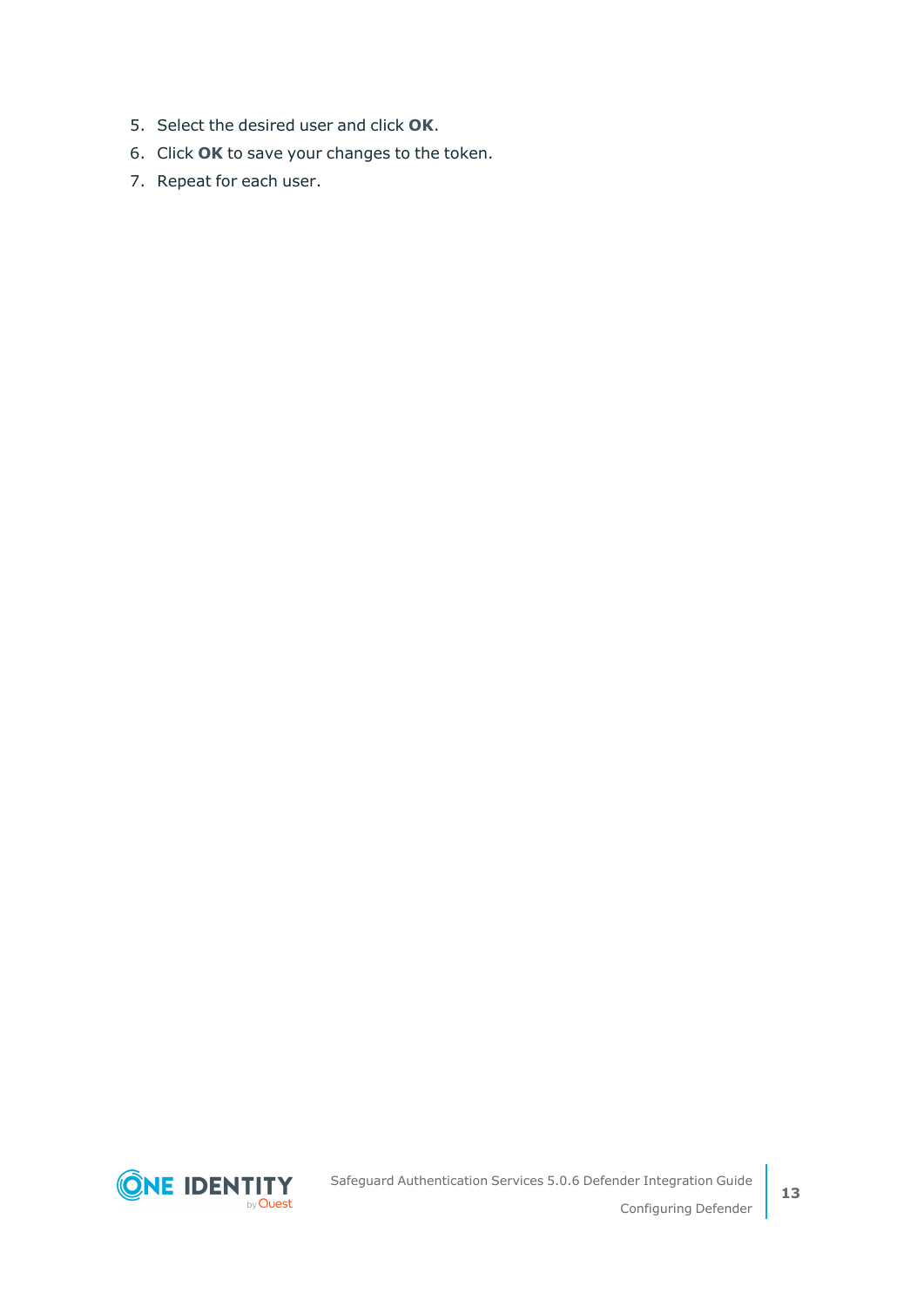5. Select the desired user and click **OK**.
6. Click **OK** to save your changes to the token.
7. Repeat for each user.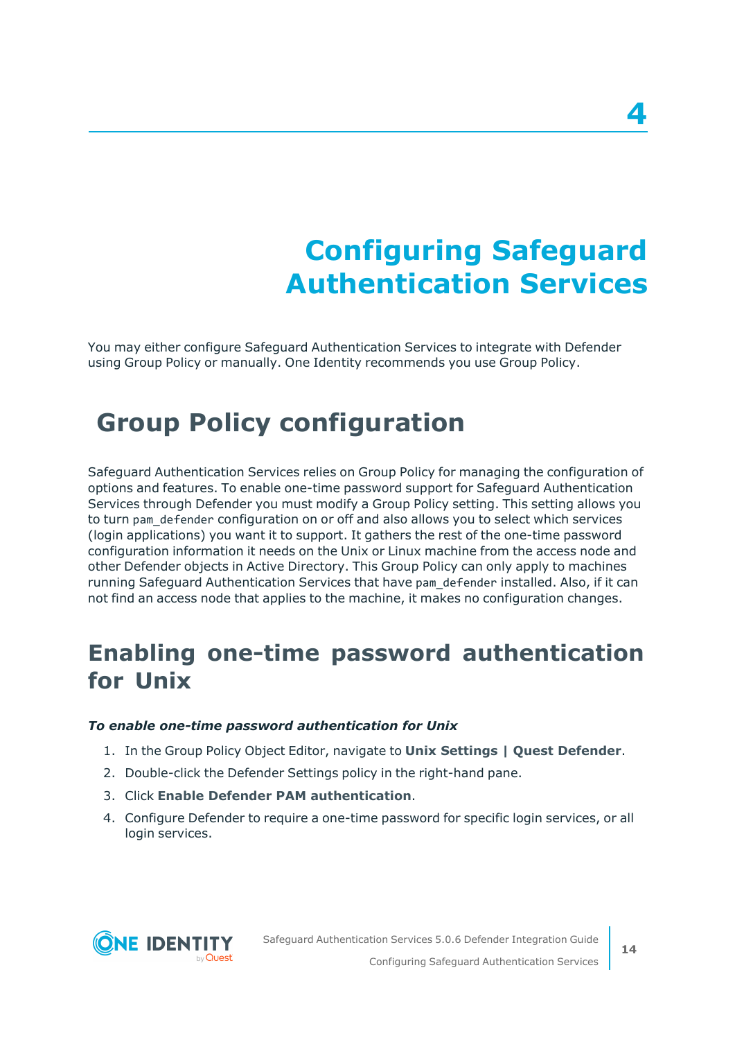# 4

# Configuring Safeguard Authentication Services

You may either configure Safeguard Authentication Services to integrate with Defender using Group Policy or manually. One Identity recommends you use Group Policy.

## Group Policy configuration

Safeguard Authentication Services relies on Group Policy for managing the configuration of options and features. To enable one-time password support for Safeguard Authentication Services through Defender you must modify a Group Policy setting. This setting allows you to turn `pam_defender` configuration on or off and also allows you to select which services (login applications) you want it to support. It gathers the rest of the one-time password configuration information it needs on the Unix or Linux machine from the access node and other Defender objects in Active Directory. This Group Policy can only apply to machines running Safeguard Authentication Services that have `pam_defender` installed. Also, if it can not find an access node that applies to the machine, it makes no configuration changes.

### Enabling one-time password authentication for Unix

***To enable one-time password authentication for Unix***

1. In the Group Policy Object Editor, navigate to **Unix Settings | Quest Defender**.
2. Double-click the Defender Settings policy in the right-hand pane.
3. Click **Enable Defender PAM authentication**.
4. Configure Defender to require a one-time password for specific login services, or all login services.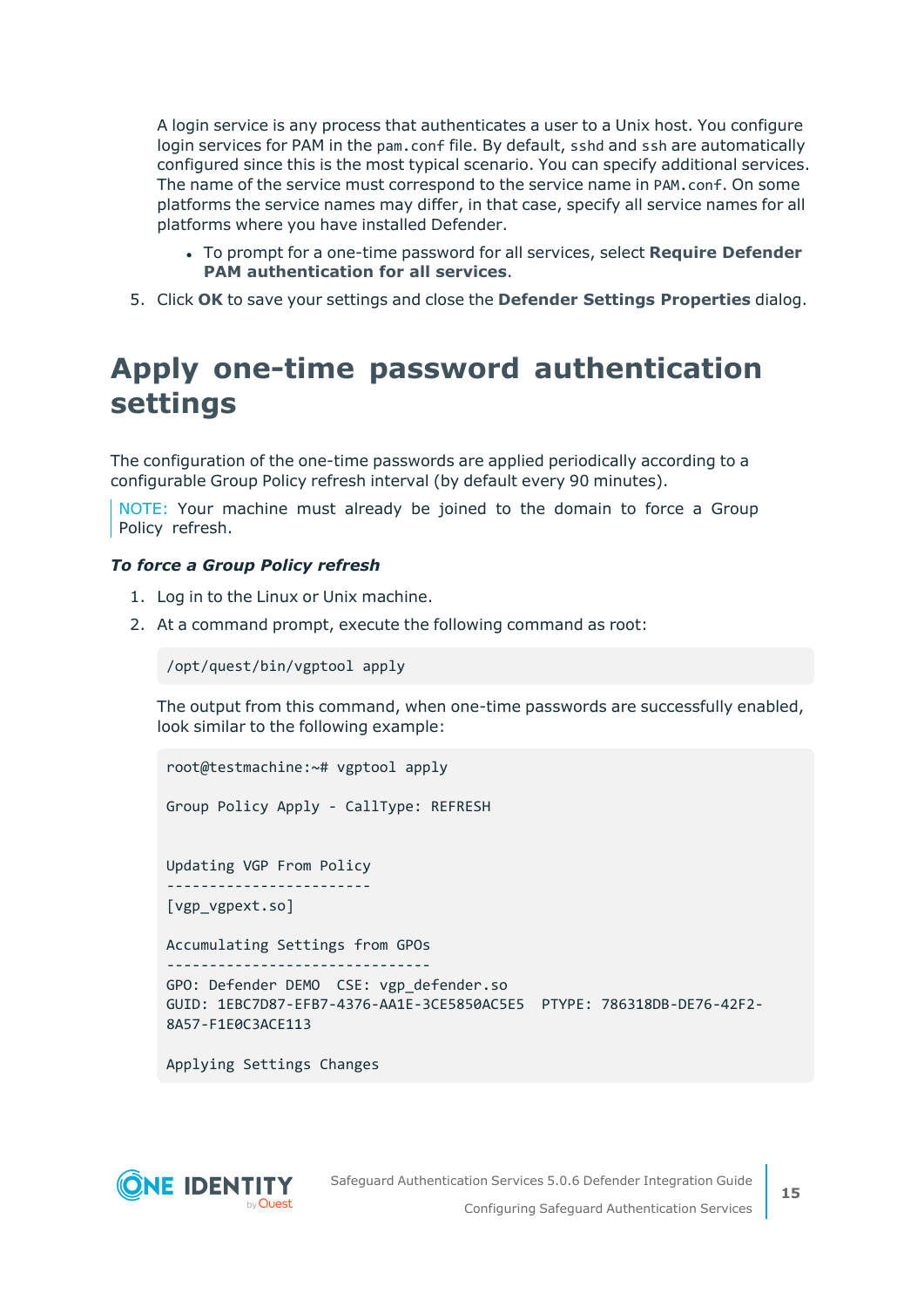A login service is any process that authenticates a user to a Unix host. You configure login services for PAM in the `pam.conf` file. By default, `sshd` and `ssh` are automatically configured since this is the most typical scenario. You can specify additional services. The name of the service must correspond to the service name in `PAM.conf`. On some platforms the service names may differ, in that case, specify all service names for all platforms where you have installed Defender.

- To prompt for a one-time password for all services, select **Require Defender PAM authentication for all services**.

5. Click **OK** to save your settings and close the **Defender Settings Properties** dialog.

# Apply one-time password authentication settings

The configuration of the one-time passwords are applied periodically according to a configurable Group Policy refresh interval (by default every 90 minutes).

> NOTE: Your machine must already be joined to the domain to force a Group Policy refresh.

***To force a Group Policy refresh***

1. Log in to the Linux or Unix machine.
2. At a command prompt, execute the following command as root:

```
/opt/quest/bin/vgptool apply
```

The output from this command, when one-time passwords are successfully enabled, look similar to the following example:

```
root@testmachine:~# vgptool apply

Group Policy Apply - CallType: REFRESH


Updating VGP From Policy
------------------------
[vgp_vgpext.so]

Accumulating Settings from GPOs
-------------------------------
GPO: Defender DEMO  CSE: vgp_defender.so
GUID: 1EBC7D87-EFB7-4376-AA1E-3CE5850AC5E5  PTYPE: 786318DB-DE76-42F2-
8A57-F1E0C3ACE113

Applying Settings Changes
```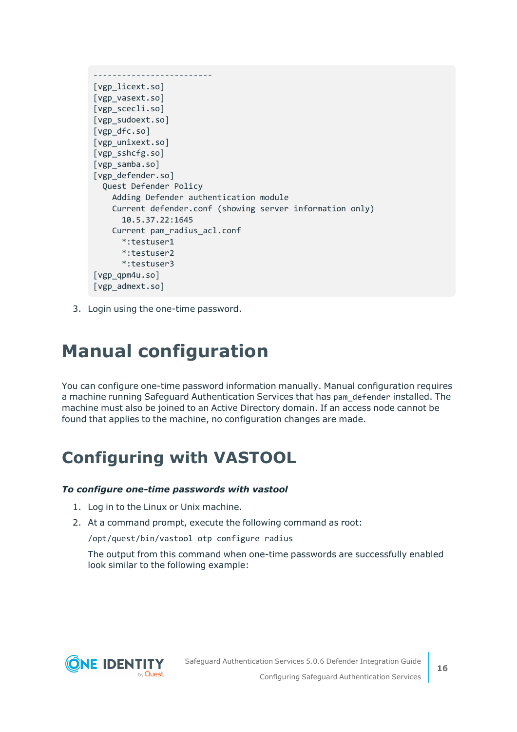```
-------------------------
[vgp_licext.so]
[vgp_vasext.so]
[vgp_scecli.so]
[vgp_sudoext.so]
[vgp_dfc.so]
[vgp_unixext.so]
[vgp_sshcfg.so]
[vgp_samba.so]
[vgp_defender.so]
  Quest Defender Policy
    Adding Defender authentication module
    Current defender.conf (showing server information only)
      10.5.37.22:1645
    Current pam_radius_acl.conf
      *:testuser1
      *:testuser2
      *:testuser3
[vgp_qpm4u.so]
[vgp_admext.so]
```

3. Login using the one-time password.

# Manual configuration

You can configure one-time password information manually. Manual configuration requires a machine running Safeguard Authentication Services that has `pam_defender` installed. The machine must also be joined to an Active Directory domain. If an access node cannot be found that applies to the machine, no configuration changes are made.

# Configuring with VASTOOL

***To configure one-time passwords with vastool***

1. Log in to the Linux or Unix machine.
2. At a command prompt, execute the following command as root:

   `/opt/quest/bin/vastool otp configure radius`

   The output from this command when one-time passwords are successfully enabled look similar to the following example: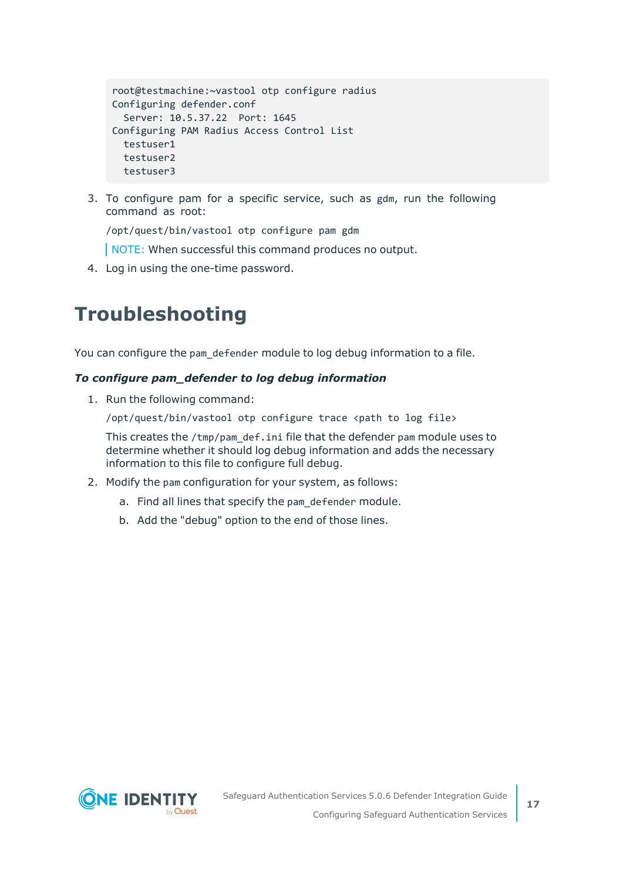```
root@testmachine:~vastool otp configure radius
Configuring defender.conf
  Server: 10.5.37.22  Port: 1645
Configuring PAM Radius Access Control List
  testuser1
  testuser2
  testuser3
```

3. To configure pam for a specific service, such as `gdm`, run the following command as root:

   `/opt/quest/bin/vastool otp configure pam gdm`

   NOTE: When successful this command produces no output.

4. Log in using the one-time password.

# Troubleshooting

You can configure the `pam_defender` module to log debug information to a file.

***To configure pam_defender to log debug information***

1. Run the following command:

   `/opt/quest/bin/vastool otp configure trace <path to log file>`

   This creates the `/tmp/pam_def.ini` file that the defender `pam` module uses to determine whether it should log debug information and adds the necessary information to this file to configure full debug.

2. Modify the `pam` configuration for your system, as follows:

   a. Find all lines that specify the `pam_defender` module.

   b. Add the "debug" option to the end of those lines.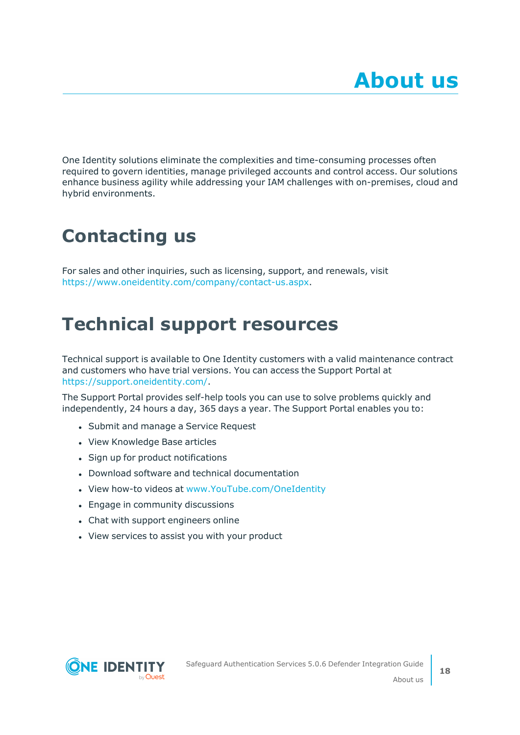# About us

One Identity solutions eliminate the complexities and time-consuming processes often required to govern identities, manage privileged accounts and control access. Our solutions enhance business agility while addressing your IAM challenges with on-premises, cloud and hybrid environments.

## Contacting us

For sales and other inquiries, such as licensing, support, and renewals, visit https://www.oneidentity.com/company/contact-us.aspx.

## Technical support resources

Technical support is available to One Identity customers with a valid maintenance contract and customers who have trial versions. You can access the Support Portal at https://support.oneidentity.com/.

The Support Portal provides self-help tools you can use to solve problems quickly and independently, 24 hours a day, 365 days a year. The Support Portal enables you to:

- Submit and manage a Service Request
- View Knowledge Base articles
- Sign up for product notifications
- Download software and technical documentation
- View how-to videos at www.YouTube.com/OneIdentity
- Engage in community discussions
- Chat with support engineers online
- View services to assist you with your product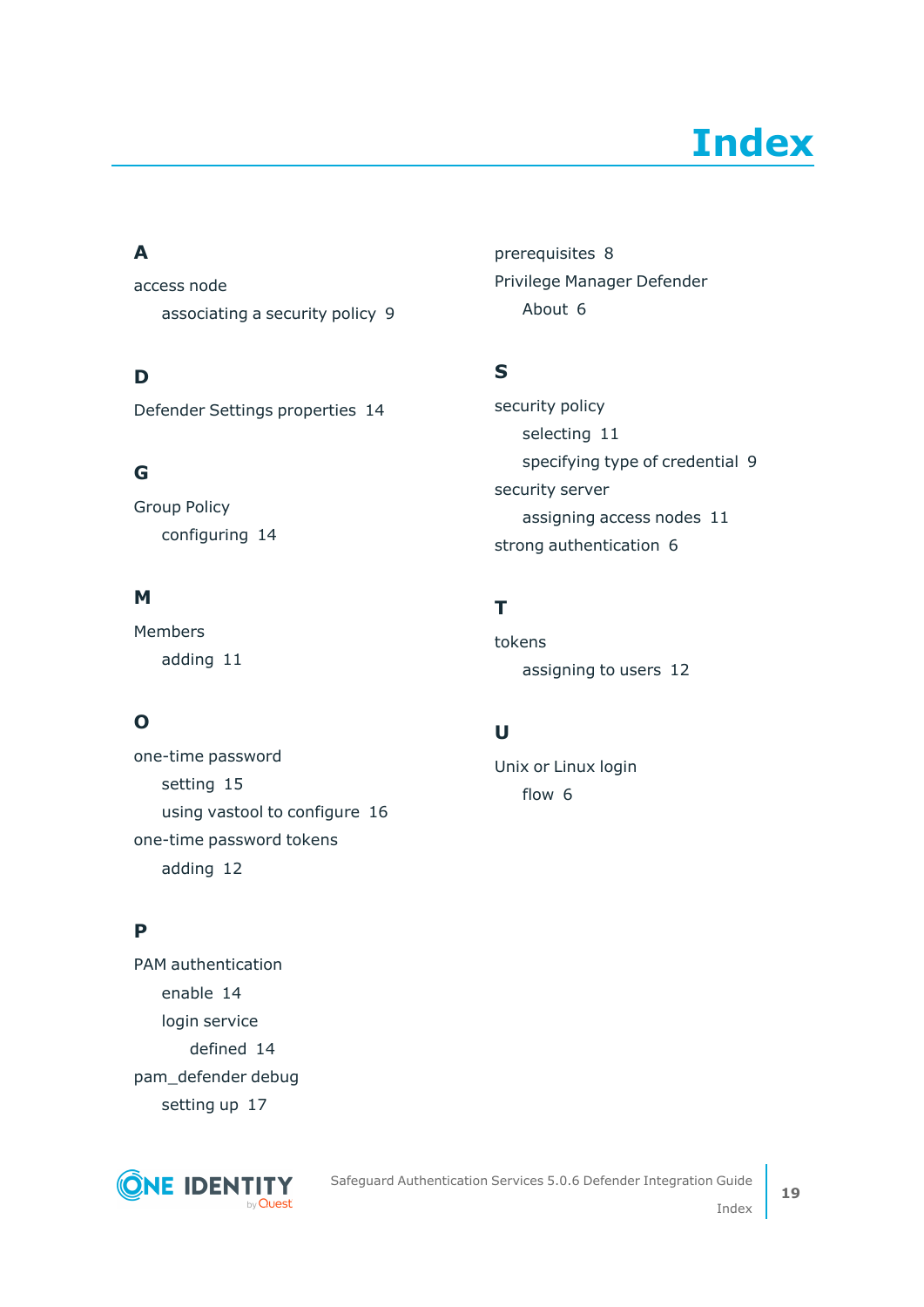# Index

## A

access node
- associating a security policy 9

## D

Defender Settings properties 14

## G

Group Policy
- configuring 14

## M

Members
- adding 11

## O

one-time password
- setting 15
- using vastool to configure 16

one-time password tokens
- adding 12

## P

PAM authentication
- enable 14
- login service
  - defined 14

pam_defender debug
- setting up 17

prerequisites 8

Privilege Manager Defender
- About 6

## S

security policy
- selecting 11
- specifying type of credential 9

security server
- assigning access nodes 11

strong authentication 6

## T

tokens
- assigning to users 12

## U

Unix or Linux login
- flow 6